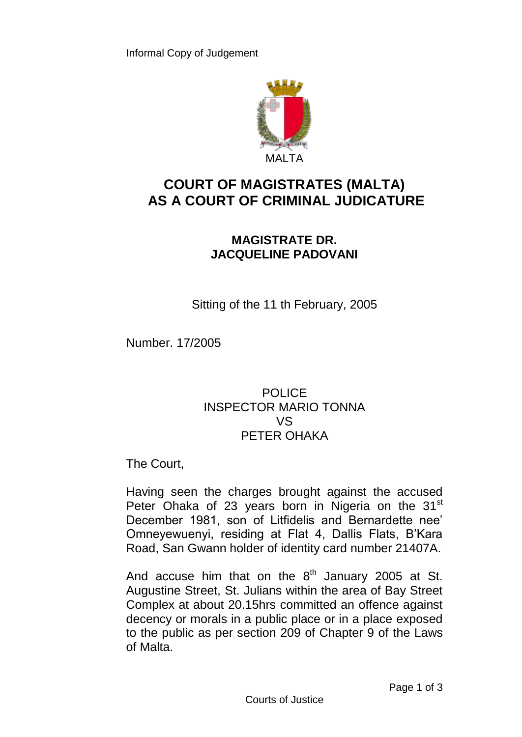Informal Copy of Judgement

MALTA

# COURT OF MAGISTRATES (MALTA) AS A COURT OF CRIMINAL JUDICATURE

## MAGISTRATE DR. JACQUELINE PADOVANI

Sitting of the 11 th February, 2005

Number. 17/2005

POLICE
INSPECTOR MARIO TONNA
VS
PETER OHAKA

The Court,

Having seen the charges brought against the accused Peter Ohaka of 23 years born in Nigeria on the 31st December 1981, son of Litfidelis and Bernardette nee' Omneyewuenyi, residing at Flat 4, Dallis Flats, B'Kara Road, San Gwann holder of identity card number 21407A.

And accuse him that on the 8th January 2005 at St. Augustine Street, St. Julians within the area of Bay Street Complex at about 20.15hrs committed an offence against decency or morals in a public place or in a place exposed to the public as per section 209 of Chapter 9 of the Laws of Malta.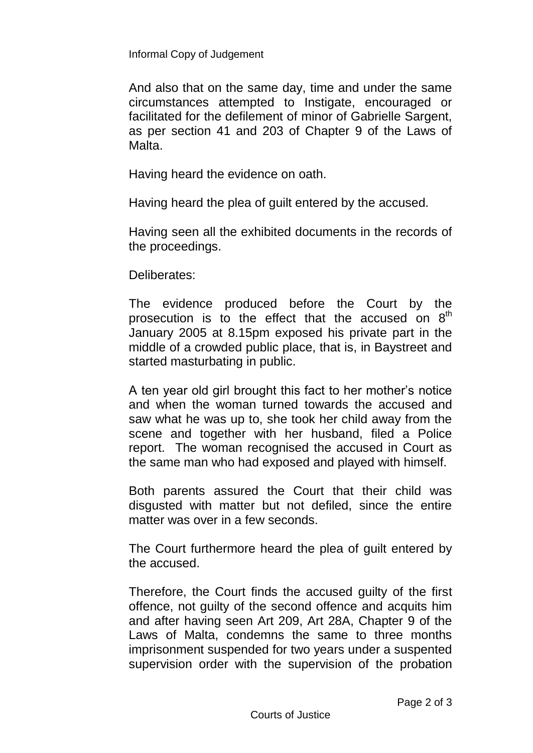And also that on the same day, time and under the same circumstances attempted to Instigate, encouraged or facilitated for the defilement of minor of Gabrielle Sargent, as per section 41 and 203 of Chapter 9 of the Laws of Malta.

Having heard the evidence on oath.

Having heard the plea of guilt entered by the accused.

Having seen all the exhibited documents in the records of the proceedings.

Deliberates:

The evidence produced before the Court by the prosecution is to the effect that the accused on 8th January 2005 at 8.15pm exposed his private part in the middle of a crowded public place, that is, in Baystreet and started masturbating in public.

A ten year old girl brought this fact to her mother's notice and when the woman turned towards the accused and saw what he was up to, she took her child away from the scene and together with her husband, filed a Police report. The woman recognised the accused in Court as the same man who had exposed and played with himself.

Both parents assured the Court that their child was disgusted with matter but not defiled, since the entire matter was over in a few seconds.

The Court furthermore heard the plea of guilt entered by the accused.

Therefore, the Court finds the accused guilty of the first offence, not guilty of the second offence and acquits him and after having seen Art 209, Art 28A, Chapter 9 of the Laws of Malta, condemns the same to three months imprisonment suspended for two years under a suspented supervision order with the supervision of the probation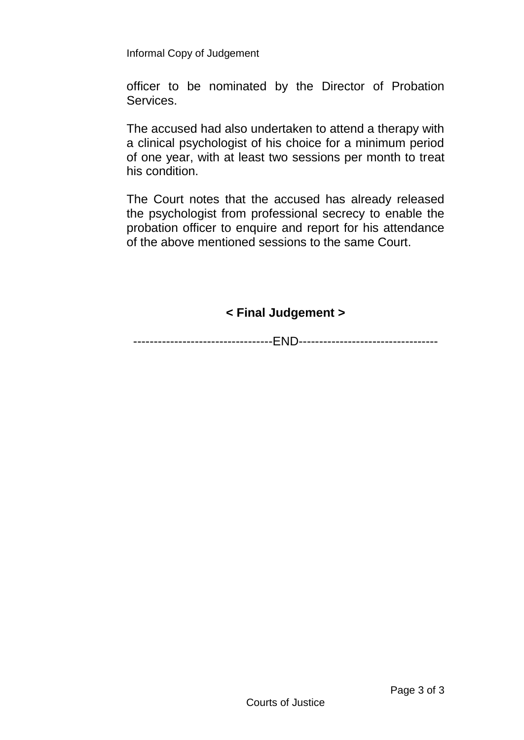officer to be nominated by the Director of Probation Services.

The accused had also undertaken to attend a therapy with a clinical psychologist of his choice for a minimum period of one year, with at least two sessions per month to treat his condition.

The Court notes that the accused has already released the psychologist from professional secrecy to enable the probation officer to enquire and report for his attendance of the above mentioned sessions to the same Court.

**< Final Judgement >**

---------------------------------END---------------------------------